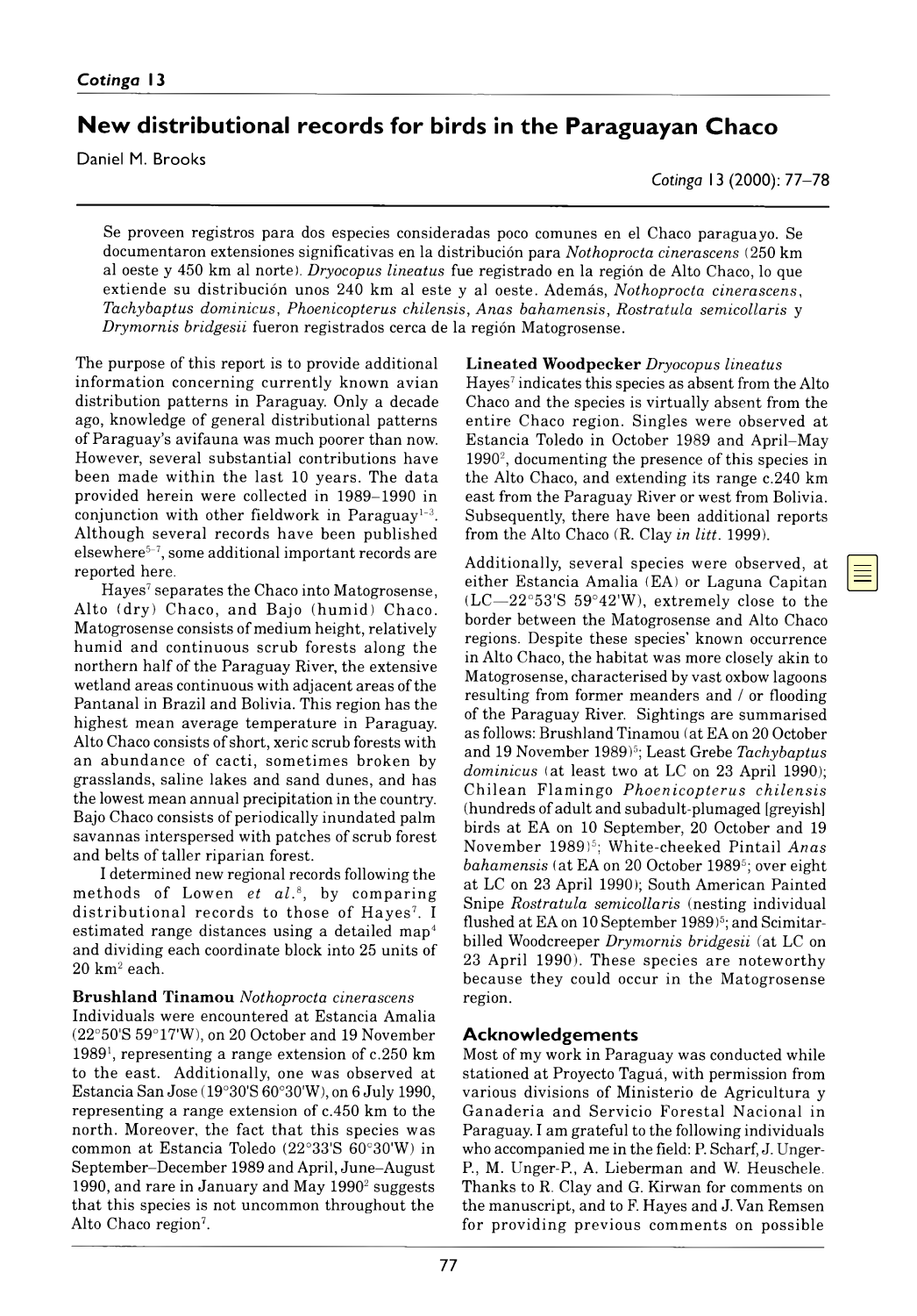# New distributional records for birds in the Paraguayan Chaco

Daniel M. Brooks

Se proveen registros para dos especies consideradas poco comunes en el Chaco paraguayo. Se documentaron extensiones significativas en la distribución para *Nothoprocta cinerascens* (250 km al oeste y 450 km al norte). *Dryocopus lineatus* fue registrado en la región de Alto Chaco, lo que extiende su distribución unos 240 km al este y al oeste. Además, *Nothoprocta cinerascens*, *Tachybaptus dominicus*, *Phoenicopterus chilensis*, *Anas bahamensis*, *Rostratula semicollaris* y *Drymornis bridgesii* fueron registrados cerca de la región Matogrosense.

The purpose of this report is to provide additional information concerning currently known avian distribution patterns in Paraguay. Only a decade ago, knowledge of general distributional patterns of Paraguay's avifauna was much poorer than now. However, several substantial contributions have been made within the last 10 years. The data provided herein were collected in 1989–1990 in conjunction with other fieldwork in Paraguay[1–3]. Although several records have been published elsewhere[5–7], some additional important records are reported here.

Hayes[7] separates the Chaco into Matogrosense, Alto (dry) Chaco, and Bajo (humid) Chaco. Matogrosense consists of medium height, relatively humid and continuous scrub forests along the northern half of the Paraguay River, the extensive wetland areas continuous with adjacent areas of the Pantanal in Brazil and Bolivia. This region has the highest mean average temperature in Paraguay. Alto Chaco consists of short, xeric scrub forests with an abundance of cacti, sometimes broken by grasslands, saline lakes and sand dunes, and has the lowest mean annual precipitation in the country. Bajo Chaco consists of periodically inundated palm savannas interspersed with patches of scrub forest and belts of taller riparian forest.

I determined new regional records following the methods of Lowen *et al.*[8], by comparing distributional records to those of Hayes[7]. I estimated range distances using a detailed map[4] and dividing each coordinate block into 25 units of 20 km² each.

**Brushland Tinamou** *Nothoprocta cinerascens*
Individuals were encountered at Estancia Amalia (22°50'S 59°17'W), on 20 October and 19 November 1989[1], representing a range extension of c.250 km to the east. Additionally, one was observed at Estancia San Jose (19°30'S 60°30'W), on 6 July 1990, representing a range extension of c.450 km to the north. Moreover, the fact that this species was common at Estancia Toledo (22°33'S 60°30'W) in September–December 1989 and April, June–August 1990, and rare in January and May 1990[2] suggests that this species is not uncommon throughout the Alto Chaco region[7].

**Lineated Woodpecker** *Dryocopus lineatus*
Hayes[7] indicates this species as absent from the Alto Chaco and the species is virtually absent from the entire Chaco region. Singles were observed at Estancia Toledo in October 1989 and April–May 1990[2], documenting the presence of this species in the Alto Chaco, and extending its range c.240 km east from the Paraguay River or west from Bolivia. Subsequently, there have been additional reports from the Alto Chaco (R. Clay *in litt.* 1999).

Additionally, several species were observed, at either Estancia Amalia (EA) or Laguna Capitan (LC—22°53'S 59°42'W), extremely close to the border between the Matogrosense and Alto Chaco regions. Despite these species' known occurrence in Alto Chaco, the habitat was more closely akin to Matogrosense, characterised by vast oxbow lagoons resulting from former meanders and / or flooding of the Paraguay River. Sightings are summarised as follows: Brushland Tinamou (at EA on 20 October and 19 November 1989)[5]; Least Grebe *Tachybaptus dominicus* (at least two at LC on 23 April 1990); Chilean Flamingo *Phoenicopterus chilensis* (hundreds of adult and subadult-plumaged [greyish] birds at EA on 10 September, 20 October and 19 November 1989)[5]; White-cheeked Pintail *Anas bahamensis* (at EA on 20 October 1989[5]; over eight at LC on 23 April 1990); South American Painted Snipe *Rostratula semicollaris* (nesting individual flushed at EA on 10 September 1989)[5]; and Scimitar-billed Woodcreeper *Drymornis bridgesii* (at LC on 23 April 1990). These species are noteworthy because they could occur in the Matogrosense region.

## Acknowledgements

Most of my work in Paraguay was conducted while stationed at Proyecto Taguá, with permission from various divisions of Ministerio de Agricultura y Ganaderia and Servicio Forestal Nacional in Paraguay. I am grateful to the following individuals who accompanied me in the field: P. Scharf, J. Unger-P., M. Unger-P., A. Lieberman and W. Heuschele. Thanks to R. Clay and G. Kirwan for comments on the manuscript, and to F. Hayes and J. Van Remsen for providing previous comments on possible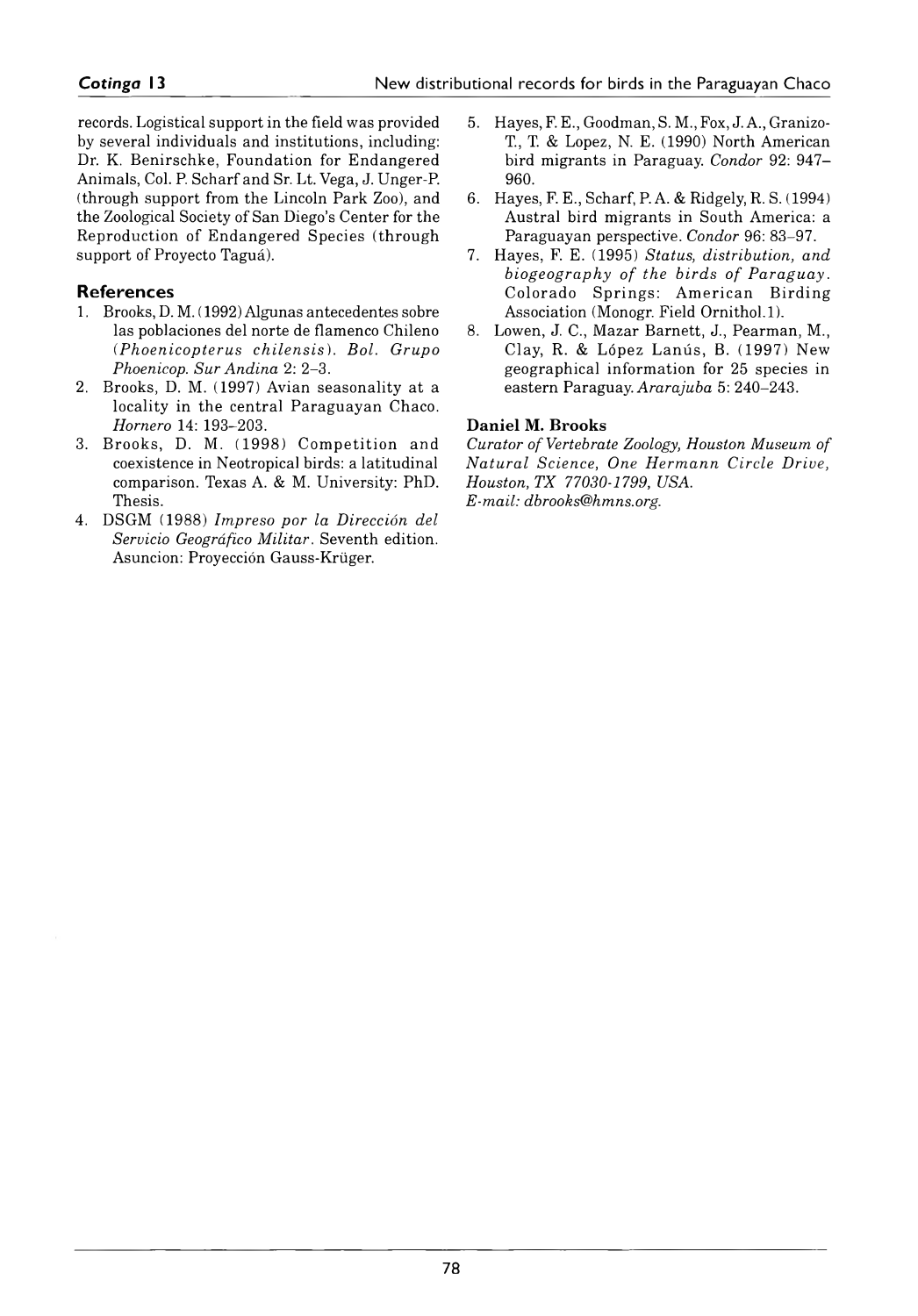records. Logistical support in the field was provided by several individuals and institutions, including: Dr. K. Benirschke, Foundation for Endangered Animals, Col. P. Scharf and Sr. Lt. Vega, J. Unger-P. (through support from the Lincoln Park Zoo), and the Zoological Society of San Diego's Center for the Reproduction of Endangered Species (through support of Proyecto Taguá).

## References

1. Brooks, D. M. (1992) Algunas antecedentes sobre las poblaciones del norte de flamenco Chileno (*Phoenicopterus chilensis*). *Bol. Grupo Phoenicop. Sur Andina* 2: 2–3.
2. Brooks, D. M. (1997) Avian seasonality at a locality in the central Paraguayan Chaco. *Hornero* 14: 193–203.
3. Brooks, D. M. (1998) Competition and coexistence in Neotropical birds: a latitudinal comparison. Texas A. & M. University: PhD. Thesis.
4. DSGM (1988) *Impreso por la Dirección del Servicio Geográfico Militar*. Seventh edition. Asuncion: Proyección Gauss-Krüger.
5. Hayes, F. E., Goodman, S. M., Fox, J. A., Granizo-T., T. & Lopez, N. E. (1990) North American bird migrants in Paraguay. *Condor* 92: 947–960.
6. Hayes, F. E., Scharf, P. A. & Ridgely, R. S. (1994) Austral bird migrants in South America: a Paraguayan perspective. *Condor* 96: 83–97.
7. Hayes, F. E. (1995) *Status, distribution, and biogeography of the birds of Paraguay*. Colorado Springs: American Birding Association (Monogr. Field Ornithol. 1).
8. Lowen, J. C., Mazar Barnett, J., Pearman, M., Clay, R. & López Lanús, B. (1997) New geographical information for 25 species in eastern Paraguay. *Ararajuba* 5: 240–243.

**Daniel M. Brooks**

*Curator of Vertebrate Zoology, Houston Museum of Natural Science, One Hermann Circle Drive, Houston, TX 77030-1799, USA.*
*E-mail: dbrooks@hmns.org.*